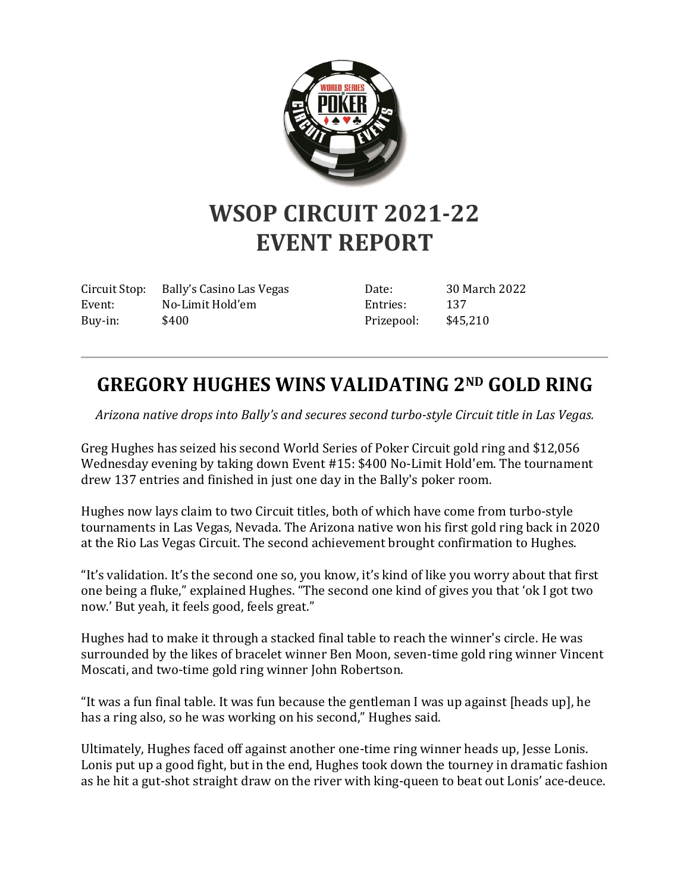# WSOP CIRCUIT 2021-22
# EVENT REPORT

| | | | |
|---|---|---|---|
| Circuit Stop: | Bally's Casino Las Vegas | Date: | 30 March 2022 |
| Event: | No-Limit Hold'em | Entries: | 137 |
| Buy-in: | $400 | Prizepool: | $45,210 |

---

## GREGORY HUGHES WINS VALIDATING 2ND GOLD RING

*Arizona native drops into Bally's and secures second turbo-style Circuit title in Las Vegas.*

Greg Hughes has seized his second World Series of Poker Circuit gold ring and $12,056 Wednesday evening by taking down Event #15: $400 No-Limit Hold'em. The tournament drew 137 entries and finished in just one day in the Bally's poker room.

Hughes now lays claim to two Circuit titles, both of which have come from turbo-style tournaments in Las Vegas, Nevada. The Arizona native won his first gold ring back in 2020 at the Rio Las Vegas Circuit. The second achievement brought confirmation to Hughes.

"It's validation. It's the second one so, you know, it's kind of like you worry about that first one being a fluke," explained Hughes. "The second one kind of gives you that 'ok I got two now.' But yeah, it feels good, feels great."

Hughes had to make it through a stacked final table to reach the winner's circle. He was surrounded by the likes of bracelet winner Ben Moon, seven-time gold ring winner Vincent Moscati, and two-time gold ring winner John Robertson.

"It was a fun final table. It was fun because the gentleman I was up against [heads up], he has a ring also, so he was working on his second," Hughes said.

Ultimately, Hughes faced off against another one-time ring winner heads up, Jesse Lonis. Lonis put up a good fight, but in the end, Hughes took down the tourney in dramatic fashion as he hit a gut-shot straight draw on the river with king-queen to beat out Lonis' ace-deuce.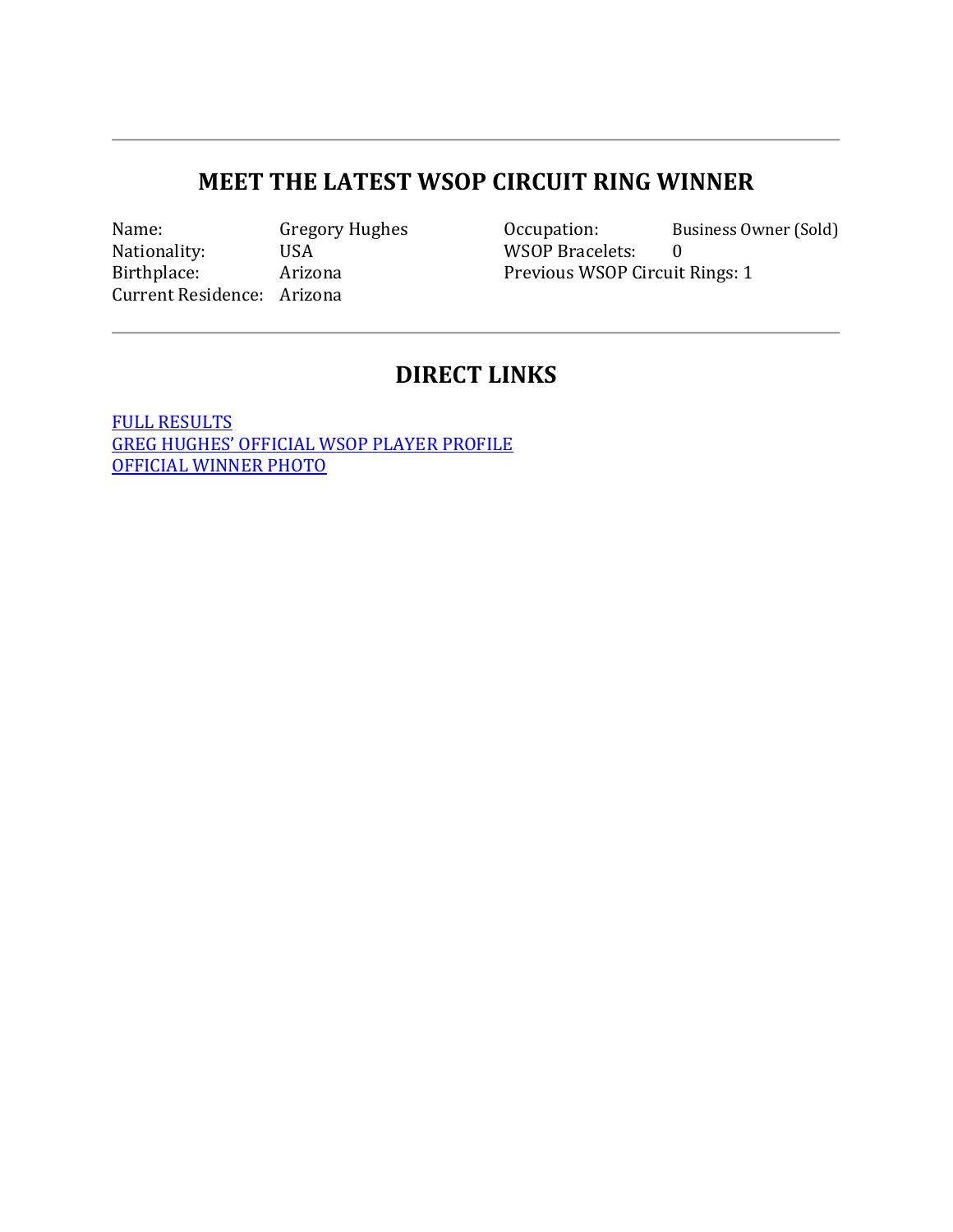## MEET THE LATEST WSOP CIRCUIT RING WINNER

| | |
|---|---|
| Name: | Gregory Hughes |
| Nationality: | USA |
| Birthplace: | Arizona |
| Current Residence: | Arizona |
| Occupation: | Business Owner (Sold) |
| WSOP Bracelets: | 0 |
| Previous WSOP Circuit Rings: | 1 |

## DIRECT LINKS

FULL RESULTS
GREG HUGHES' OFFICIAL WSOP PLAYER PROFILE
OFFICIAL WINNER PHOTO